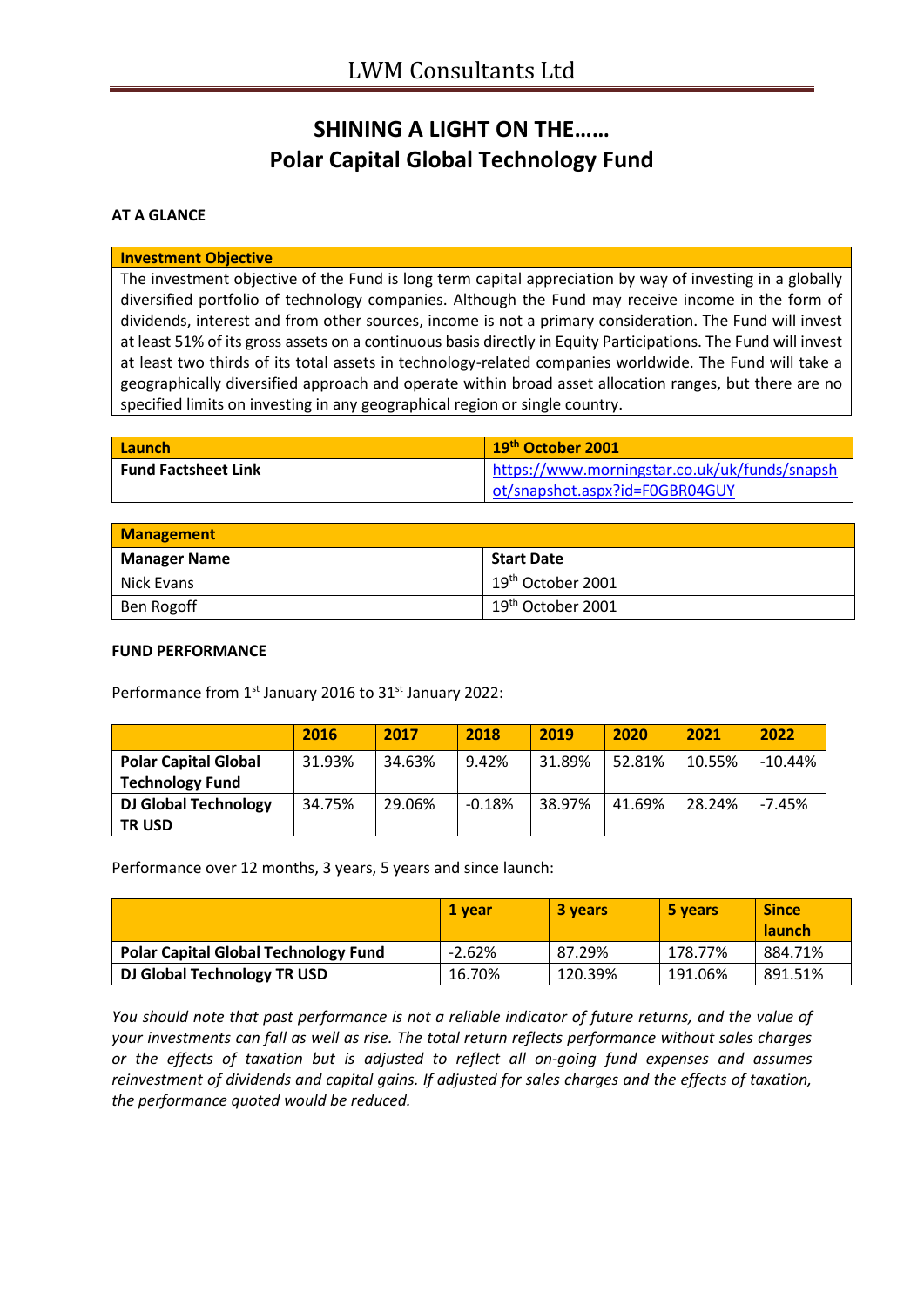# SHINING A LIGHT ON THE……
# Polar Capital Global Technology Fund

**AT A GLANCE**

| Investment Objective |
|---|
| The investment objective of the Fund is long term capital appreciation by way of investing in a globally diversified portfolio of technology companies. Although the Fund may receive income in the form of dividends, interest and from other sources, income is not a primary consideration. The Fund will invest at least 51% of its gross assets on a continuous basis directly in Equity Participations. The Fund will invest at least two thirds of its total assets in technology-related companies worldwide. The Fund will take a geographically diversified approach and operate within broad asset allocation ranges, but there are no specified limits on investing in any geographical region or single country. |

| Launch | 19th October 2001 |
|---|---|
| **Fund Factsheet Link** | https://www.morningstar.co.uk/uk/funds/snapshot/snapshot.aspx?id=F0GBR04GUY |

| Management | |
|---|---|
| **Manager Name** | **Start Date** |
| Nick Evans | 19th October 2001 |
| Ben Rogoff | 19th October 2001 |

**FUND PERFORMANCE**

Performance from 1st January 2016 to 31st January 2022:

| | 2016 | 2017 | 2018 | 2019 | 2020 | 2021 | 2022 |
|---|---|---|---|---|---|---|---|
| **Polar Capital Global Technology Fund** | 31.93% | 34.63% | 9.42% | 31.89% | 52.81% | 10.55% | -10.44% |
| **DJ Global Technology TR USD** | 34.75% | 29.06% | -0.18% | 38.97% | 41.69% | 28.24% | -7.45% |

Performance over 12 months, 3 years, 5 years and since launch:

| | 1 year | 3 years | 5 years | Since launch |
|---|---|---|---|---|
| **Polar Capital Global Technology Fund** | -2.62% | 87.29% | 178.77% | 884.71% |
| **DJ Global Technology TR USD** | 16.70% | 120.39% | 191.06% | 891.51% |

*You should note that past performance is not a reliable indicator of future returns, and the value of your investments can fall as well as rise. The total return reflects performance without sales charges or the effects of taxation but is adjusted to reflect all on-going fund expenses and assumes reinvestment of dividends and capital gains. If adjusted for sales charges and the effects of taxation, the performance quoted would be reduced.*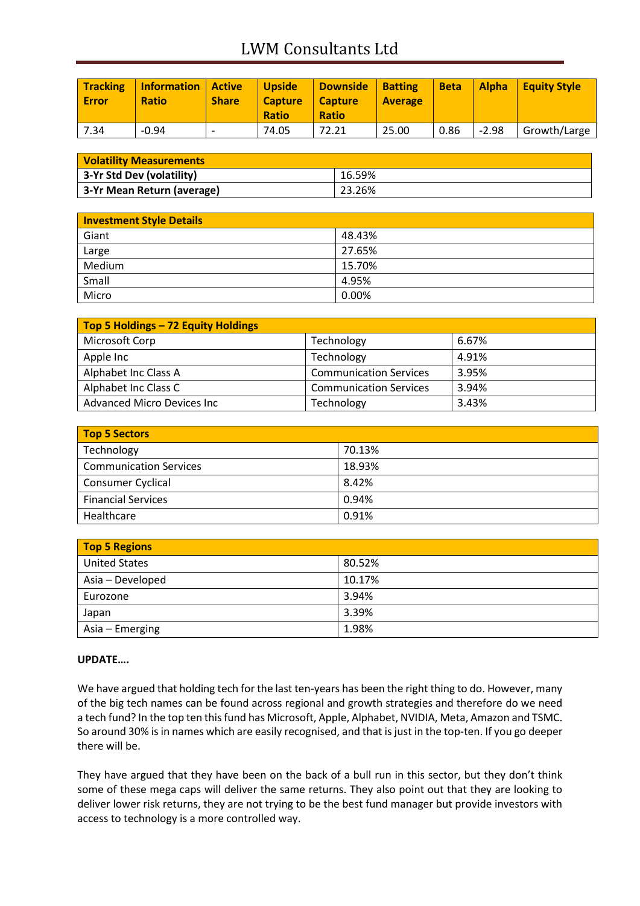# LWM Consultants Ltd

| Tracking Error | Information Ratio | Active Share | Upside Capture Ratio | Downside Capture Ratio | Batting Average | Beta | Alpha | Equity Style |
|---|---|---|---|---|---|---|---|---|
| 7.34 | -0.94 | - | 74.05 | 72.21 | 25.00 | 0.86 | -2.98 | Growth/Large |

| Volatility Measurements | |
|---|---|
| **3-Yr Std Dev (volatility)** | 16.59% |
| **3-Yr Mean Return (average)** | 23.26% |

| Investment Style Details | |
|---|---|
| Giant | 48.43% |
| Large | 27.65% |
| Medium | 15.70% |
| Small | 4.95% |
| Micro | 0.00% |

| Top 5 Holdings – 72 Equity Holdings | | |
|---|---|---|
| Microsoft Corp | Technology | 6.67% |
| Apple Inc | Technology | 4.91% |
| Alphabet Inc Class A | Communication Services | 3.95% |
| Alphabet Inc Class C | Communication Services | 3.94% |
| Advanced Micro Devices Inc | Technology | 3.43% |

| Top 5 Sectors | |
|---|---|
| Technology | 70.13% |
| Communication Services | 18.93% |
| Consumer Cyclical | 8.42% |
| Financial Services | 0.94% |
| Healthcare | 0.91% |

| Top 5 Regions | |
|---|---|
| United States | 80.52% |
| Asia – Developed | 10.17% |
| Eurozone | 3.94% |
| Japan | 3.39% |
| Asia – Emerging | 1.98% |

**UPDATE….**

We have argued that holding tech for the last ten-years has been the right thing to do. However, many of the big tech names can be found across regional and growth strategies and therefore do we need a tech fund? In the top ten this fund has Microsoft, Apple, Alphabet, NVIDIA, Meta, Amazon and TSMC. So around 30% is in names which are easily recognised, and that is just in the top-ten. If you go deeper there will be.

They have argued that they have been on the back of a bull run in this sector, but they don't think some of these mega caps will deliver the same returns. They also point out that they are looking to deliver lower risk returns, they are not trying to be the best fund manager but provide investors with access to technology is a more controlled way.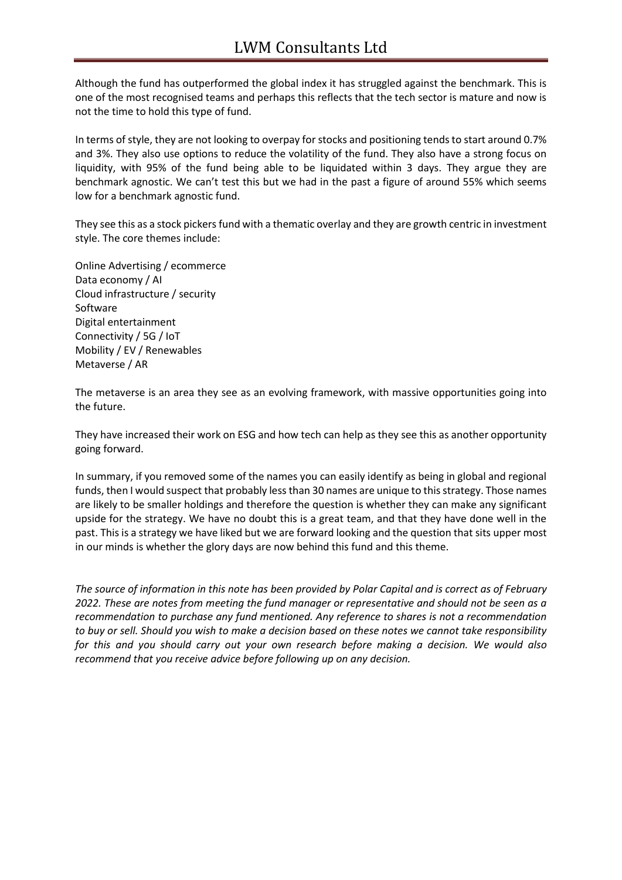Although the fund has outperformed the global index it has struggled against the benchmark. This is one of the most recognised teams and perhaps this reflects that the tech sector is mature and now is not the time to hold this type of fund.

In terms of style, they are not looking to overpay for stocks and positioning tends to start around 0.7% and 3%. They also use options to reduce the volatility of the fund. They also have a strong focus on liquidity, with 95% of the fund being able to be liquidated within 3 days. They argue they are benchmark agnostic. We can't test this but we had in the past a figure of around 55% which seems low for a benchmark agnostic fund.

They see this as a stock pickers fund with a thematic overlay and they are growth centric in investment style. The core themes include:

Online Advertising / ecommerce
Data economy / AI
Cloud infrastructure / security
Software
Digital entertainment
Connectivity / 5G / IoT
Mobility / EV / Renewables
Metaverse / AR

The metaverse is an area they see as an evolving framework, with massive opportunities going into the future.

They have increased their work on ESG and how tech can help as they see this as another opportunity going forward.

In summary, if you removed some of the names you can easily identify as being in global and regional funds, then I would suspect that probably less than 30 names are unique to this strategy. Those names are likely to be smaller holdings and therefore the question is whether they can make any significant upside for the strategy. We have no doubt this is a great team, and that they have done well in the past. This is a strategy we have liked but we are forward looking and the question that sits upper most in our minds is whether the glory days are now behind this fund and this theme.

*The source of information in this note has been provided by Polar Capital and is correct as of February 2022. These are notes from meeting the fund manager or representative and should not be seen as a recommendation to purchase any fund mentioned. Any reference to shares is not a recommendation to buy or sell. Should you wish to make a decision based on these notes we cannot take responsibility for this and you should carry out your own research before making a decision. We would also recommend that you receive advice before following up on any decision.*